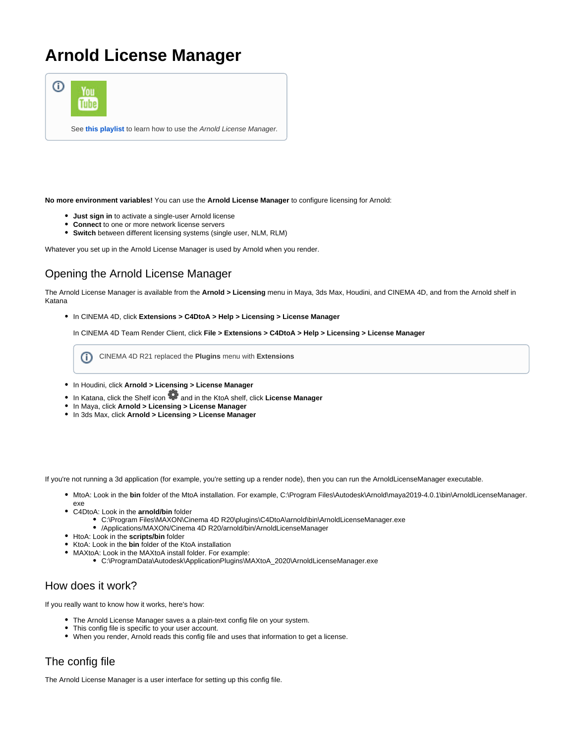# Arnold License Manager

> See **this playlist** to learn how to use the *Arnold License Manager.*

**No more environment variables!** You can use the **Arnold License Manager** to configure licensing for Arnold:

- **Just sign in** to activate a single-user Arnold license
- **Connect** to one or more network license servers
- **Switch** between different licensing systems (single user, NLM, RLM)

Whatever you set up in the Arnold License Manager is used by Arnold when you render.

## Opening the Arnold License Manager

The Arnold License Manager is available from the **Arnold > Licensing** menu in Maya, 3ds Max, Houdini, and CINEMA 4D, and from the Arnold shelf in Katana

- In CINEMA 4D, click **Extensions > C4DtoA > Help > Licensing > License Manager**

  In CINEMA 4D Team Render Client, click **File > Extensions > C4DtoA > Help > Licensing > License Manager**

  > CINEMA 4D R21 replaced the **Plugins** menu with **Extensions**

- In Houdini, click **Arnold > Licensing > License Manager**
- In Katana, click the Shelf icon and in the KtoA shelf, click **License Manager**
- In Maya, click **Arnold > Licensing > License Manager**
- In 3ds Max, click **Arnold > Licensing > License Manager**

If you're not running a 3d application (for example, you're setting up a render node), then you can run the ArnoldLicenseManager executable.

- MtoA: Look in the **bin** folder of the MtoA installation. For example, C:\Program Files\Autodesk\Arnold\maya2019-4.0.1\bin\ArnoldLicenseManager.exe
- C4DtoA: Look in the **arnold/bin** folder
  - C:\Program Files\MAXON\Cinema 4D R20\plugins\C4DtoA\arnold\bin\ArnoldLicenseManager.exe
  - /Applications/MAXON/Cinema 4D R20/arnold/bin/ArnoldLicenseManager
- HtoA: Look in the **scripts/bin** folder
- KtoA: Look in the **bin** folder of the KtoA installation
- MAXtoA: Look in the MAXtoA install folder. For example:
  - C:\ProgramData\Autodesk\ApplicationPlugins\MAXtoA_2020\ArnoldLicenseManager.exe

## How does it work?

If you really want to know how it works, here's how:

- The Arnold License Manager saves a a plain-text config file on your system.
- This config file is specific to your user account.
- When you render, Arnold reads this config file and uses that information to get a license.

## The config file

The Arnold License Manager is a user interface for setting up this config file.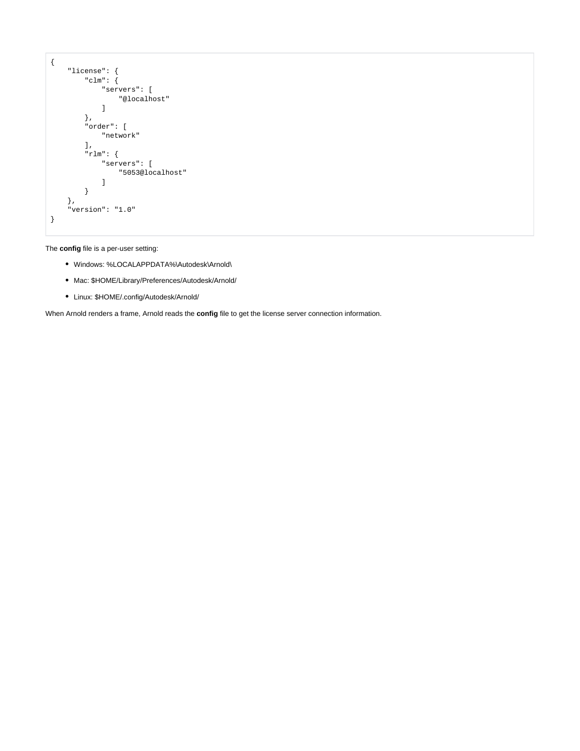```
{
    "license": {
        "clm": {
            "servers": [
                "@localhost"
            ]
        },
        "order": [
            "network"
        ],
        "rlm": {
            "servers": [
                "5053@localhost"
            ]
        }
    },
    "version": "1.0"
}
```

The **config** file is a per-user setting:

- Windows: %LOCALAPPDATA%\Autodesk\Arnold\
- Mac: $HOME/Library/Preferences/Autodesk/Arnold/
- Linux: $HOME/.config/Autodesk/Arnold/

When Arnold renders a frame, Arnold reads the **config** file to get the license server connection information.